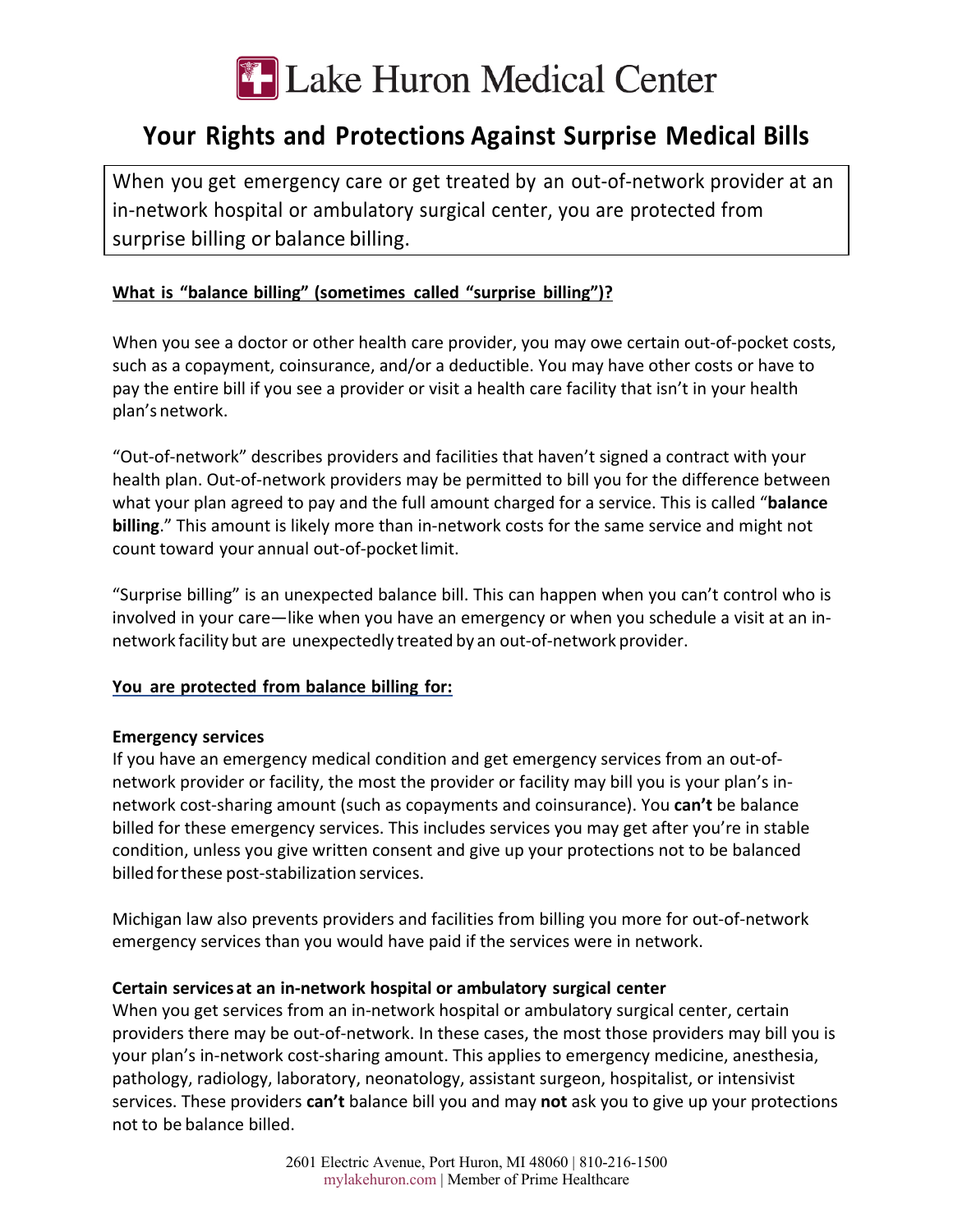# Lake Huron Medical Center

## Your Rights and Protections Against Surprise Medical Bills

When you get emergency care or get treated by an out-of-network provider at an in-network hospital or ambulatory surgical center, you are protected from surprise billing or balance billing.

### What is "balance billing" (sometimes called "surprise billing")?

When you see a doctor or other health care provider, you may owe certain out-of-pocket costs, such as a copayment, coinsurance, and/or a deductible. You may have other costs or have to pay the entire bill if you see a provider or visit a health care facility that isn't in your health plan's network.

"Out-of-network" describes providers and facilities that haven't signed a contract with your health plan. Out-of-network providers may be permitted to bill you for the difference between what your plan agreed to pay and the full amount charged for a service. This is called "**balance billing**." This amount is likely more than in-network costs for the same service and might not count toward your annual out-of-pocket limit.

"Surprise billing" is an unexpected balance bill. This can happen when you can't control who is involved in your care—like when you have an emergency or when you schedule a visit at an in-network facility but are unexpectedly treated by an out-of-network provider.

### You are protected from balance billing for:

**Emergency services**
If you have an emergency medical condition and get emergency services from an out-of-network provider or facility, the most the provider or facility may bill you is your plan's in-network cost-sharing amount (such as copayments and coinsurance). You **can't** be balance billed for these emergency services. This includes services you may get after you're in stable condition, unless you give written consent and give up your protections not to be balanced billed for these post-stabilization services.

Michigan law also prevents providers and facilities from billing you more for out-of-network emergency services than you would have paid if the services were in network.

**Certain services at an in-network hospital or ambulatory surgical center**
When you get services from an in-network hospital or ambulatory surgical center, certain providers there may be out-of-network. In these cases, the most those providers may bill you is your plan's in-network cost-sharing amount. This applies to emergency medicine, anesthesia, pathology, radiology, laboratory, neonatology, assistant surgeon, hospitalist, or intensivist services. These providers **can't** balance bill you and may **not** ask you to give up your protections not to be balance billed.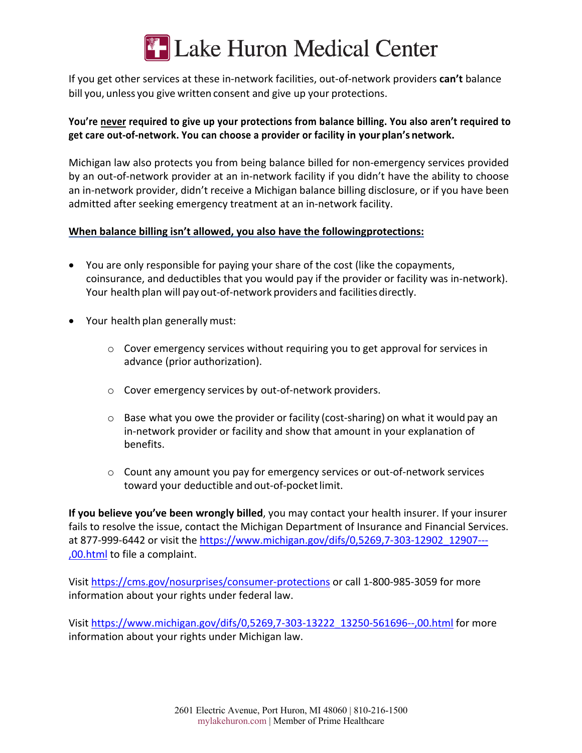# Lake Huron Medical Center

If you get other services at these in-network facilities, out-of-network providers **can't** balance bill you, unless you give written consent and give up your protections.

**You're never required to give up your protections from balance billing. You also aren't required to get care out-of-network. You can choose a provider or facility in your plan's network.**

Michigan law also protects you from being balance billed for non-emergency services provided by an out-of-network provider at an in-network facility if you didn't have the ability to choose an in-network provider, didn't receive a Michigan balance billing disclosure, or if you have been admitted after seeking emergency treatment at an in-network facility.

**When balance billing isn't allowed, you also have the followingprotections:**

- You are only responsible for paying your share of the cost (like the copayments, coinsurance, and deductibles that you would pay if the provider or facility was in-network). Your health plan will pay out-of-network providers and facilities directly.
- Your health plan generally must:
  - Cover emergency services without requiring you to get approval for services in advance (prior authorization).
  - Cover emergency services by out-of-network providers.
  - Base what you owe the provider or facility (cost-sharing) on what it would pay an in-network provider or facility and show that amount in your explanation of benefits.
  - Count any amount you pay for emergency services or out-of-network services toward your deductible and out-of-pocket limit.

**If you believe you've been wrongly billed**, you may contact your health insurer. If your insurer fails to resolve the issue, contact the Michigan Department of Insurance and Financial Services. at 877-999-6442 or visit the https://www.michigan.gov/difs/0,5269,7-303-12902_12907---,00.html to file a complaint.

Visit https://cms.gov/nosurprises/consumer-protections or call 1-800-985-3059 for more information about your rights under federal law.

Visit https://www.michigan.gov/difs/0,5269,7-303-13222_13250-561696--,00.html for more information about your rights under Michigan law.

2601 Electric Avenue, Port Huron, MI 48060 | 810-216-1500
mylakehuron.com | Member of Prime Healthcare